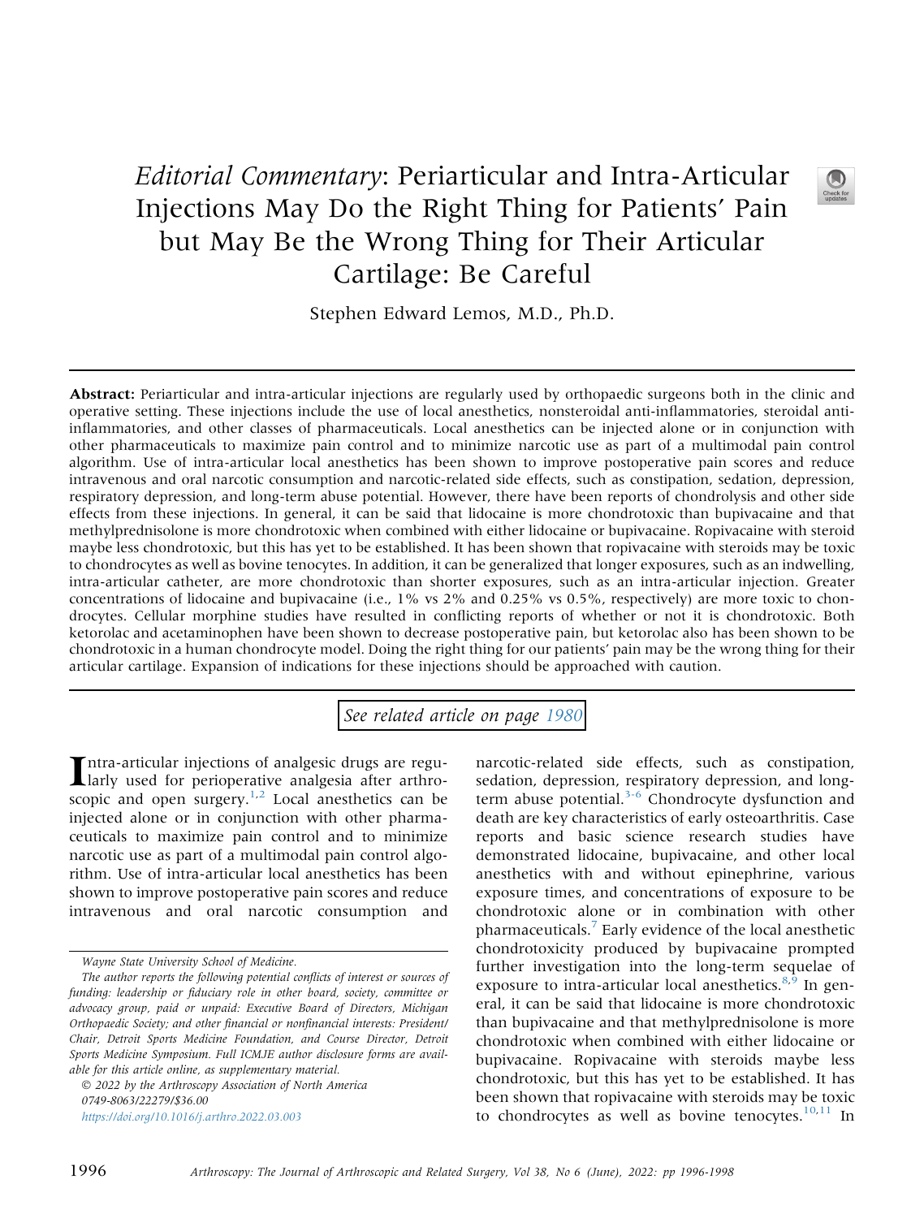# *Editorial Commentary*: Periarticular and Intra-Articular Injections May Do the Right Thing for Patients' Pain but May Be the Wrong Thing for Their Articular Cartilage: Be Careful

Stephen Edward Lemos, M.D., Ph.D.

**Abstract:** Periarticular and intra-articular injections are regularly used by orthopaedic surgeons both in the clinic and operative setting. These injections include the use of local anesthetics, nonsteroidal anti-inflammatories, steroidal anti-inflammatories, and other classes of pharmaceuticals. Local anesthetics can be injected alone or in conjunction with other pharmaceuticals to maximize pain control and to minimize narcotic use as part of a multimodal pain control algorithm. Use of intra-articular local anesthetics has been shown to improve postoperative pain scores and reduce intravenous and oral narcotic consumption and narcotic-related side effects, such as constipation, sedation, depression, respiratory depression, and long-term abuse potential. However, there have been reports of chondrolysis and other side effects from these injections. In general, it can be said that lidocaine is more chondrotoxic than bupivacaine and that methylprednisolone is more chondrotoxic when combined with either lidocaine or bupivacaine. Ropivacaine with steroid maybe less chondrotoxic, but this has yet to be established. It has been shown that ropivacaine with steroids may be toxic to chondrocytes as well as bovine tenocytes. In addition, it can be generalized that longer exposures, such as an indwelling, intra-articular catheter, are more chondrotoxic than shorter exposures, such as an intra-articular injection. Greater concentrations of lidocaine and bupivacaine (i.e., 1% vs 2% and 0.25% vs 0.5%, respectively) are more toxic to chondrocytes. Cellular morphine studies have resulted in conflicting reports of whether or not it is chondrotoxic. Both ketorolac and acetaminophen have been shown to decrease postoperative pain, but ketorolac also has been shown to be chondrotoxic in a human chondrocyte model. Doing the right thing for our patients' pain may be the wrong thing for their articular cartilage. Expansion of indications for these injections should be approached with caution.

*See related article on page 1980*

Intra-articular injections of analgesic drugs are regularly used for perioperative analgesia after arthroscopic and open surgery.[1,2] Local anesthetics can be injected alone or in conjunction with other pharmaceuticals to maximize pain control and to minimize narcotic use as part of a multimodal pain control algorithm. Use of intra-articular local anesthetics has been shown to improve postoperative pain scores and reduce intravenous and oral narcotic consumption and narcotic-related side effects, such as constipation, sedation, depression, respiratory depression, and long-term abuse potential.[3-6] Chondrocyte dysfunction and death are key characteristics of early osteoarthritis. Case reports and basic science research studies have demonstrated lidocaine, bupivacaine, and other local anesthetics with and without epinephrine, various exposure times, and concentrations of exposure to be chondrotoxic alone or in combination with other pharmaceuticals.[7] Early evidence of the local anesthetic chondrotoxicity produced by bupivacaine prompted further investigation into the long-term sequelae of exposure to intra-articular local anesthetics.[8,9] In general, it can be said that lidocaine is more chondrotoxic than bupivacaine and that methylprednisolone is more chondrotoxic when combined with either lidocaine or bupivacaine. Ropivacaine with steroids maybe less chondrotoxic, but this has yet to be established. It has been shown that ropivacaine with steroids may be toxic to chondrocytes as well as bovine tenocytes.[10,11] In

*Wayne State University School of Medicine.*

*The author reports the following potential conflicts of interest or sources of funding: leadership or fiduciary role in other board, society, committee or advocacy group, paid or unpaid: Executive Board of Directors, Michigan Orthopaedic Society; and other financial or nonfinancial interests: President/Chair, Detroit Sports Medicine Foundation, and Course Director, Detroit Sports Medicine Symposium. Full ICMJE author disclosure forms are available for this article online, as supplementary material.*

*© 2022 by the Arthroscopy Association of North America*
*0749-8063/22279/$36.00*
*https://doi.org/10.1016/j.arthro.2022.03.003*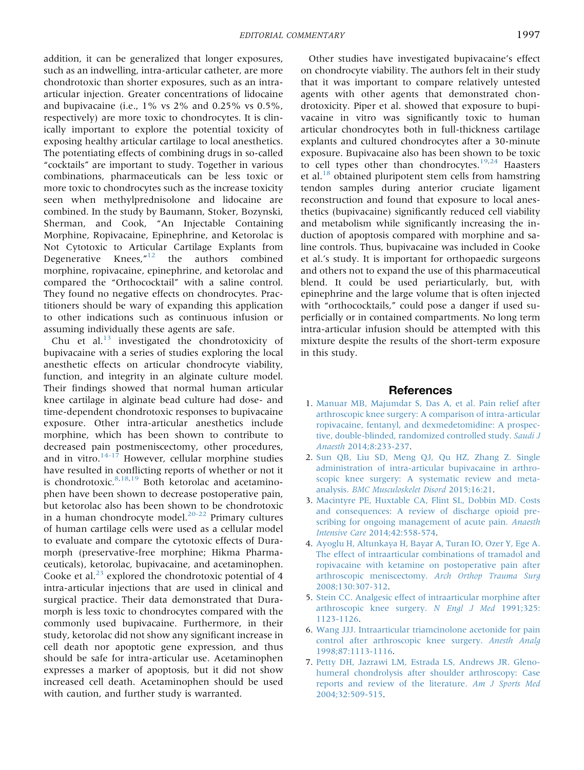addition, it can be generalized that longer exposures, such as an indwelling, intra-articular catheter, are more chondrotoxic than shorter exposures, such as an intra-articular injection. Greater concentrations of lidocaine and bupivacaine (i.e., 1% vs 2% and 0.25% vs 0.5%, respectively) are more toxic to chondrocytes. It is clinically important to explore the potential toxicity of exposing healthy articular cartilage to local anesthetics. The potentiating effects of combining drugs in so-called "cocktails" are important to study. Together in various combinations, pharmaceuticals can be less toxic or more toxic to chondrocytes such as the increase toxicity seen when methylprednisolone and lidocaine are combined. In the study by Baumann, Stoker, Bozynski, Sherman, and Cook, "An Injectable Containing Morphine, Ropivacaine, Epinephrine, and Ketorolac is Not Cytotoxic to Articular Cartilage Explants from Degenerative Knees,"[12] the authors combined morphine, ropivacaine, epinephrine, and ketorolac and compared the "Orthococktail" with a saline control. They found no negative effects on chondrocytes. Practitioners should be wary of expanding this application to other indications such as continuous infusion or assuming individually these agents are safe.

Chu et al.[13] investigated the chondrotoxicity of bupivacaine with a series of studies exploring the local anesthetic effects on articular chondrocyte viability, function, and integrity in an alginate culture model. Their findings showed that normal human articular knee cartilage in alginate bead culture had dose- and time-dependent chondrotoxic responses to bupivacaine exposure. Other intra-articular anesthetics include morphine, which has been shown to contribute to decreased pain postmeniscectomy, other procedures, and in vitro.[14-17] However, cellular morphine studies have resulted in conflicting reports of whether or not it is chondrotoxic.[8,18,19] Both ketorolac and acetaminophen have been shown to decrease postoperative pain, but ketorolac also has been shown to be chondrotoxic in a human chondrocyte model.[20-22] Primary cultures of human cartilage cells were used as a cellular model to evaluate and compare the cytotoxic effects of Duramorph (preservative-free morphine; Hikma Pharmaceuticals), ketorolac, bupivacaine, and acetaminophen. Cooke et al.[23] explored the chondrotoxic potential of 4 intra-articular injections that are used in clinical and surgical practice. Their data demonstrated that Duramorph is less toxic to chondrocytes compared with the commonly used bupivacaine. Furthermore, in their study, ketorolac did not show any significant increase in cell death nor apoptotic gene expression, and thus should be safe for intra-articular use. Acetaminophen expresses a marker of apoptosis, but it did not show increased cell death. Acetaminophen should be used with caution, and further study is warranted.

Other studies have investigated bupivacaine's effect on chondrocyte viability. The authors felt in their study that it was important to compare relatively untested agents with other agents that demonstrated chondrotoxicity. Piper et al. showed that exposure to bupivacaine in vitro was significantly toxic to human articular chondrocytes both in full-thickness cartilage explants and cultured chondrocytes after a 30-minute exposure. Bupivacaine also has been shown to be toxic to cell types other than chondrocytes.[19,24] Haasters et al.[18] obtained pluripotent stem cells from hamstring tendon samples during anterior cruciate ligament reconstruction and found that exposure to local anesthetics (bupivacaine) significantly reduced cell viability and metabolism while significantly increasing the induction of apoptosis compared with morphine and saline controls. Thus, bupivacaine was included in Cooke et al.'s study. It is important for orthopaedic surgeons and others not to expand the use of this pharmaceutical blend. It could be used periarticularly, but, with epinephrine and the large volume that is often injected with "orthococktails," could pose a danger if used superficially or in contained compartments. No long term intra-articular infusion should be attempted with this mixture despite the results of the short-term exposure in this study.

## References

1. Manuar MB, Majumdar S, Das A, et al. Pain relief after arthroscopic knee surgery: A comparison of intra-articular ropivacaine, fentanyl, and dexmedetomidine: A prospective, double-blinded, randomized controlled study. *Saudi J Anaesth* 2014;8:233-237.
2. Sun QB, Liu SD, Meng QJ, Qu HZ, Zhang Z. Single administration of intra-articular bupivacaine in arthroscopic knee surgery: A systematic review and meta-analysis. *BMC Musculoskelet Disord* 2015;16:21.
3. Macintyre PE, Huxtable CA, Flint SL, Dobbin MD. Costs and consequences: A review of discharge opioid prescribing for ongoing management of acute pain. *Anaesth Intensive Care* 2014;42:558-574.
4. Ayoglu H, Altunkaya H, Bayar A, Turan IO, Ozer Y, Ege A. The effect of intraarticular combinations of tramadol and ropivacaine with ketamine on postoperative pain after arthroscopic meniscectomy. *Arch Orthop Trauma Surg* 2008;130:307-312.
5. Stein CC. Analgesic effect of intraarticular morphine after arthroscopic knee surgery. *N Engl J Med* 1991;325: 1123-1126.
6. Wang JJJ. Intraarticular triamcinolone acetonide for pain control after arthroscopic knee surgery. *Anesth Analg* 1998;87:1113-1116.
7. Petty DH, Jazrawi LM, Estrada LS, Andrews JR. Glenohumeral chondrolysis after shoulder arthroscopy: Case reports and review of the literature. *Am J Sports Med* 2004;32:509-515.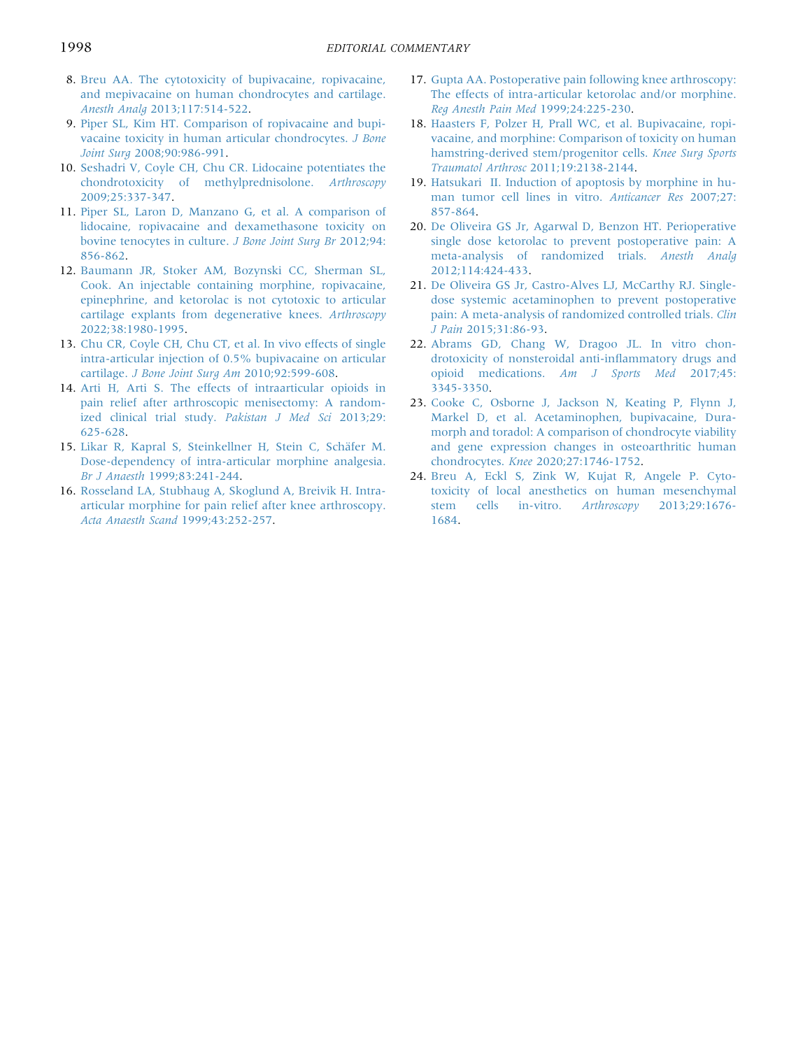8. Breu AA. The cytotoxicity of bupivacaine, ropivacaine, and mepivacaine on human chondrocytes and cartilage. *Anesth Analg* 2013;117:514-522.
9. Piper SL, Kim HT. Comparison of ropivacaine and bupivacaine toxicity in human articular chondrocytes. *J Bone Joint Surg* 2008;90:986-991.
10. Seshadri V, Coyle CH, Chu CR. Lidocaine potentiates the chondrotoxicity of methylprednisolone. *Arthroscopy* 2009;25:337-347.
11. Piper SL, Laron D, Manzano G, et al. A comparison of lidocaine, ropivacaine and dexamethasone toxicity on bovine tenocytes in culture. *J Bone Joint Surg Br* 2012;94:856-862.
12. Baumann JR, Stoker AM, Bozynski CC, Sherman SL, Cook. An injectable containing morphine, ropivacaine, epinephrine, and ketorolac is not cytotoxic to articular cartilage explants from degenerative knees. *Arthroscopy* 2022;38:1980-1995.
13. Chu CR, Coyle CH, Chu CT, et al. In vivo effects of single intra-articular injection of 0.5% bupivacaine on articular cartilage. *J Bone Joint Surg Am* 2010;92:599-608.
14. Arti H, Arti S. The effects of intraarticular opioids in pain relief after arthroscopic menisectomy: A randomized clinical trial study. *Pakistan J Med Sci* 2013;29:625-628.
15. Likar R, Kapral S, Steinkellner H, Stein C, Schäfer M. Dose-dependency of intra-articular morphine analgesia. *Br J Anaesth* 1999;83:241-244.
16. Rosseland LA, Stubhaug A, Skoglund A, Breivik H. Intra-articular morphine for pain relief after knee arthroscopy. *Acta Anaesth Scand* 1999;43:252-257.
17. Gupta AA. Postoperative pain following knee arthroscopy: The effects of intra-articular ketorolac and/or morphine. *Reg Anesth Pain Med* 1999;24:225-230.
18. Haasters F, Polzer H, Prall WC, et al. Bupivacaine, ropivacaine, and morphine: Comparison of toxicity on human hamstring-derived stem/progenitor cells. *Knee Surg Sports Traumatol Arthrosc* 2011;19:2138-2144.
19. Hatsukari II. Induction of apoptosis by morphine in human tumor cell lines in vitro. *Anticancer Res* 2007;27:857-864.
20. De Oliveira GS Jr, Agarwal D, Benzon HT. Perioperative single dose ketorolac to prevent postoperative pain: A meta-analysis of randomized trials. *Anesth Analg* 2012;114:424-433.
21. De Oliveira GS Jr, Castro-Alves LJ, McCarthy RJ. Single-dose systemic acetaminophen to prevent postoperative pain: A meta-analysis of randomized controlled trials. *Clin J Pain* 2015;31:86-93.
22. Abrams GD, Chang W, Dragoo JL. In vitro chondrotoxicity of nonsteroidal anti-inflammatory drugs and opioid medications. *Am J Sports Med* 2017;45:3345-3350.
23. Cooke C, Osborne J, Jackson N, Keating P, Flynn J, Markel D, et al. Acetaminophen, bupivacaine, Duramorph and toradol: A comparison of chondrocyte viability and gene expression changes in osteoarthritic human chondrocytes. *Knee* 2020;27:1746-1752.
24. Breu A, Eckl S, Zink W, Kujat R, Angele P. Cytotoxicity of local anesthetics on human mesenchymal stem cells in-vitro. *Arthroscopy* 2013;29:1676-1684.